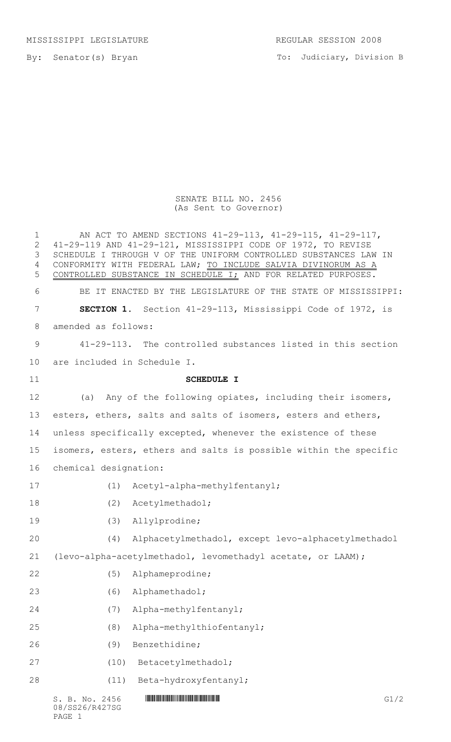MISSISSIPPI LEGISLATURE REGULAR SESSION 2008

By: Senator(s) Bryan

To: Judiciary, Division B

SENATE BILL NO. 2456
(As Sent to Governor)

AN ACT TO AMEND SECTIONS 41-29-113, 41-29-115, 41-29-117, 41-29-119 AND 41-29-121, MISSISSIPPI CODE OF 1972, TO REVISE SCHEDULE I THROUGH V OF THE UNIFORM CONTROLLED SUBSTANCES LAW IN CONFORMITY WITH FEDERAL LAW; <u>TO INCLUDE SALVIA DIVINORUM AS A CONTROLLED SUBSTANCE IN SCHEDULE I;</u> AND FOR RELATED PURPOSES.

BE IT ENACTED BY THE LEGISLATURE OF THE STATE OF MISSISSIPPI:

**SECTION 1.** Section 41-29-113, Mississippi Code of 1972, is amended as follows:

41-29-113. The controlled substances listed in this section are included in Schedule I.

**SCHEDULE I**

(a) Any of the following opiates, including their isomers, esters, ethers, salts and salts of isomers, esters and ethers, unless specifically excepted, whenever the existence of these isomers, esters, ethers and salts is possible within the specific chemical designation:

(1) Acetyl-alpha-methylfentanyl;

(2) Acetylmethadol;

(3) Allylprodine;

(4) Alphacetylmethadol, except levo-alphacetylmethadol (levo-alpha-acetylmethadol, levomethadyl acetate, or LAAM);

(5) Alphameprodine;

(6) Alphamethadol;

(7) Alpha-methylfentanyl;

(8) Alpha-methylthiofentanyl;

(9) Benzethidine;

(10) Betacetylmethadol;

(11) Beta-hydroxyfentanyl;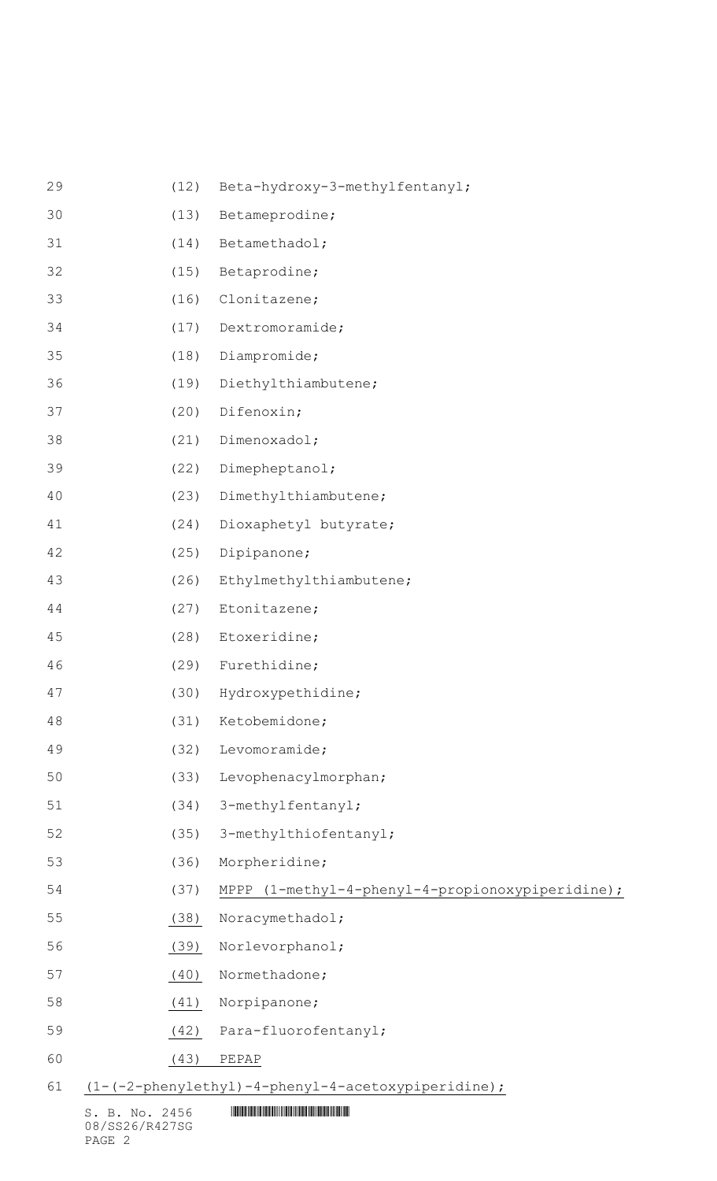(12) Beta-hydroxy-3-methylfentanyl;

(13) Betameprodine;

(14) Betamethadol;

(15) Betaprodine;

(16) Clonitazene;

(17) Dextromoramide;

(18) Diampromide;

(19) Diethylthiambutene;

(20) Difenoxin;

(21) Dimenoxadol;

(22) Dimepheptanol;

(23) Dimethylthiambutene;

(24) Dioxaphetyl butyrate;

(25) Dipipanone;

(26) Ethylmethylthiambutene;

(27) Etonitazene;

(28) Etoxeridine;

(29) Furethidine;

(30) Hydroxypethidine;

(31) Ketobemidone;

(32) Levomoramide;

(33) Levophenacylmorphan;

(34) 3-methylfentanyl;

(35) 3-methylthiofentanyl;

(36) Morpheridine;

(37) MPPP (1-methyl-4-phenyl-4-propionoxypiperidine);

(38) Noracymethadol;

(39) Norlevorphanol;

(40) Normethadone;

(41) Norpipanone;

(42) Para-fluorofentanyl;

(43) PEPAP (1-(-2-phenylethyl)-4-phenyl-4-acetoxypiperidine);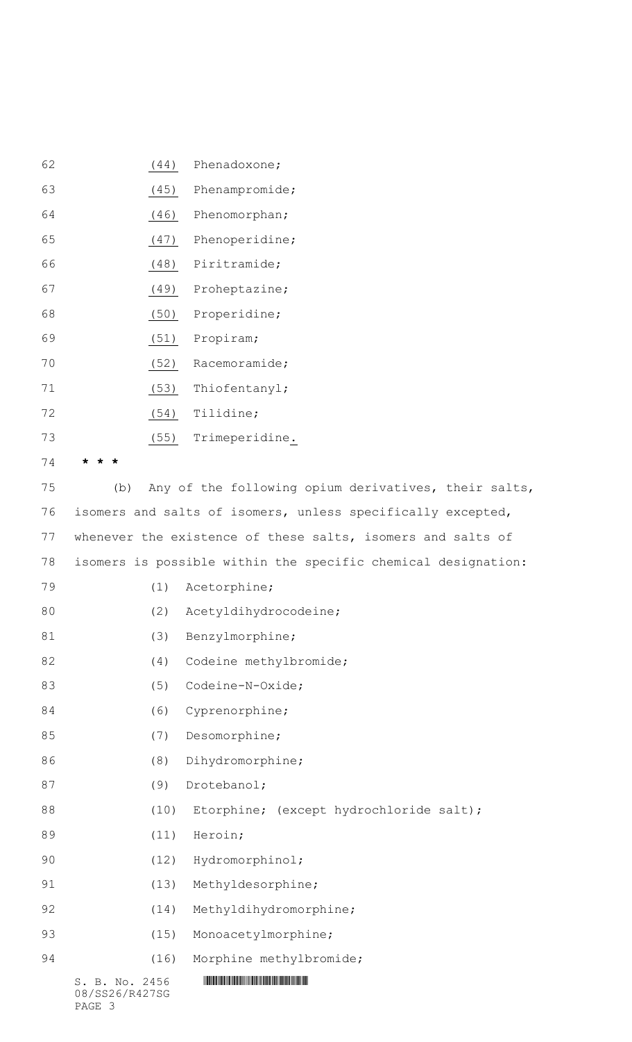(44) Phenadoxone;

(45) Phenampromide;

(46) Phenomorphan;

(47) Phenoperidine;

(48) Piritramide;

(49) Proheptazine;

(50) Properidine;

(51) Propiram;

(52) Racemoramide;

(53) Thiofentanyl;

(54) Tilidine;

(55) Trimeperidine.

* * *

(b) Any of the following opium derivatives, their salts, isomers and salts of isomers, unless specifically excepted, whenever the existence of these salts, isomers and salts of isomers is possible within the specific chemical designation:

(1) Acetorphine;

(2) Acetyldihydrocodeine;

(3) Benzylmorphine;

(4) Codeine methylbromide;

(5) Codeine-N-Oxide;

(6) Cyprenorphine;

(7) Desomorphine;

(8) Dihydromorphine;

(9) Drotebanol;

(10) Etorphine; (except hydrochloride salt);

(11) Heroin;

(12) Hydromorphinol;

(13) Methyldesorphine;

(14) Methyldihydromorphine;

(15) Monoacetylmorphine;

(16) Morphine methylbromide;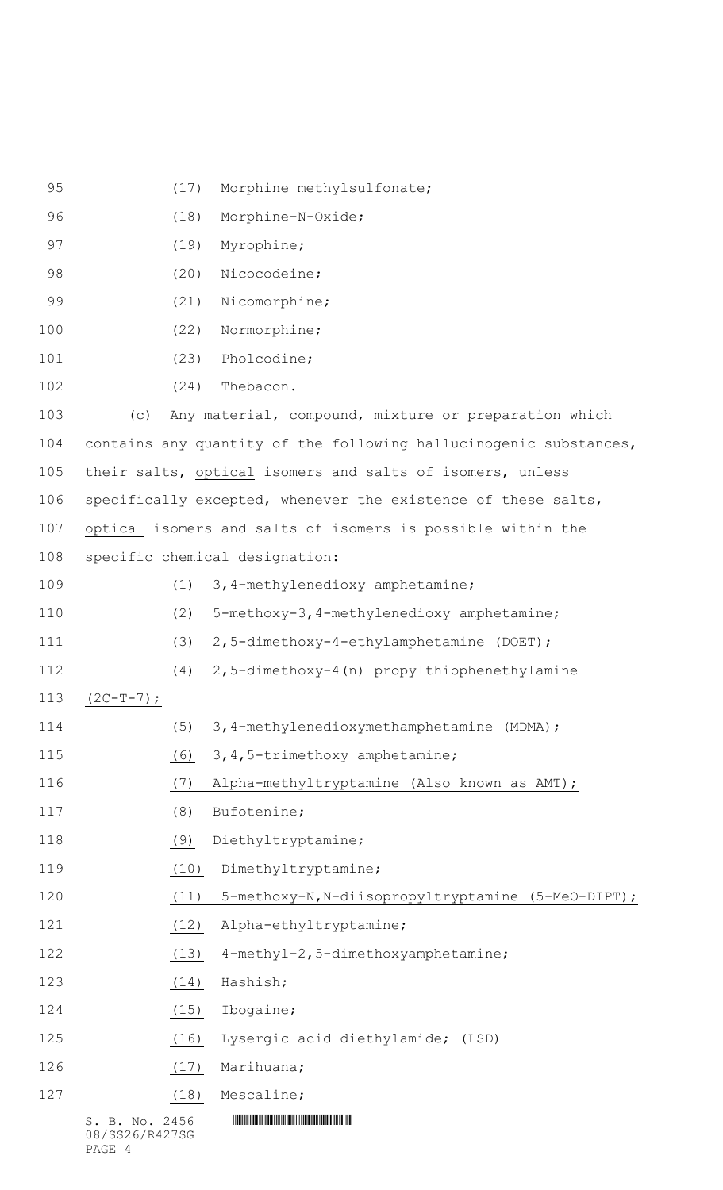(17) Morphine methylsulfonate;

(18) Morphine-N-Oxide;

(19) Myrophine;

(20) Nicocodeine;

(21) Nicomorphine;

(22) Normorphine;

(23) Pholcodine;

(24) Thebacon.

(c) Any material, compound, mixture or preparation which contains any quantity of the following hallucinogenic substances, their salts, optical isomers and salts of isomers, unless specifically excepted, whenever the existence of these salts, optical isomers and salts of isomers is possible within the specific chemical designation:

(1) 3,4-methylenedioxy amphetamine;

(2) 5-methoxy-3,4-methylenedioxy amphetamine;

(3) 2,5-dimethoxy-4-ethylamphetamine (DOET);

(4) 2,5-dimethoxy-4(n) propylthiophenethylamine (2C-T-7);

(5) 3,4-methylenedioxymethamphetamine (MDMA);

(6) 3,4,5-trimethoxy amphetamine;

(7) Alpha-methyltryptamine (Also known as AMT);

(8) Bufotenine;

(9) Diethyltryptamine;

(10) Dimethyltryptamine;

(11) 5-methoxy-N,N-diisopropyltryptamine (5-MeO-DIPT);

(12) Alpha-ethyltryptamine;

(13) 4-methyl-2,5-dimethoxyamphetamine;

(14) Hashish;

(15) Ibogaine;

(16) Lysergic acid diethylamide; (LSD)

(17) Marihuana;

(18) Mescaline;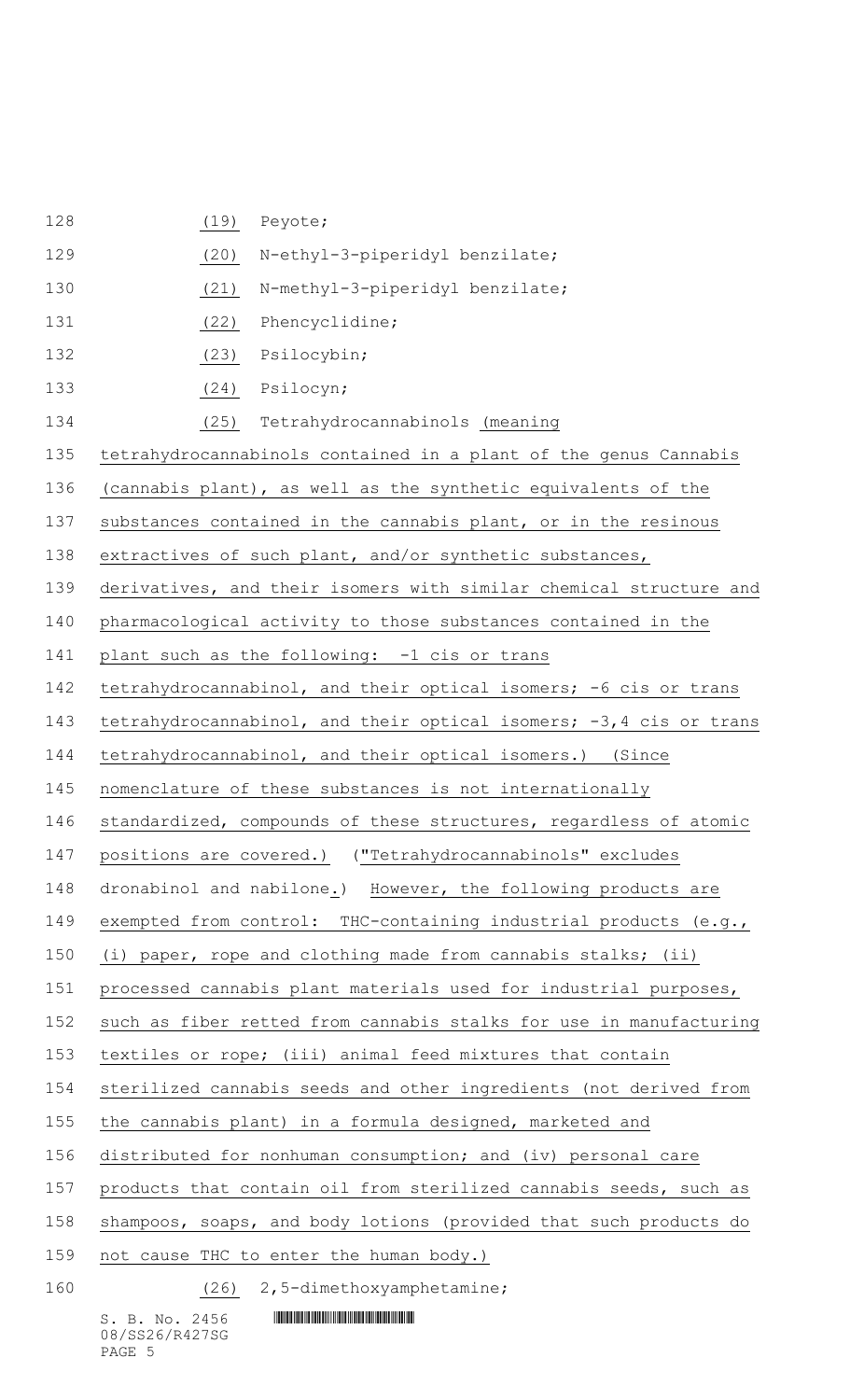(19) Peyote;

(20) N-ethyl-3-piperidyl benzilate;

(21) N-methyl-3-piperidyl benzilate;

(22) Phencyclidine;

(23) Psilocybin;

(24) Psilocyn;

(25) Tetrahydrocannabinols (meaning tetrahydrocannabinols contained in a plant of the genus Cannabis (cannabis plant), as well as the synthetic equivalents of the substances contained in the cannabis plant, or in the resinous extractives of such plant, and/or synthetic substances, derivatives, and their isomers with similar chemical structure and pharmacological activity to those substances contained in the plant such as the following: -1 cis or trans tetrahydrocannabinol, and their optical isomers; -6 cis or trans tetrahydrocannabinol, and their optical isomers; -3,4 cis or trans tetrahydrocannabinol, and their optical isomers.) (Since nomenclature of these substances is not internationally standardized, compounds of these structures, regardless of atomic positions are covered.) ("Tetrahydrocannabinols" excludes dronabinol and nabilone.) However, the following products are exempted from control: THC-containing industrial products (e.g., (i) paper, rope and clothing made from cannabis stalks; (ii) processed cannabis plant materials used for industrial purposes, such as fiber retted from cannabis stalks for use in manufacturing textiles or rope; (iii) animal feed mixtures that contain sterilized cannabis seeds and other ingredients (not derived from the cannabis plant) in a formula designed, marketed and distributed for nonhuman consumption; and (iv) personal care products that contain oil from sterilized cannabis seeds, such as shampoos, soaps, and body lotions (provided that such products do not cause THC to enter the human body.)

(26) 2,5-dimethoxyamphetamine;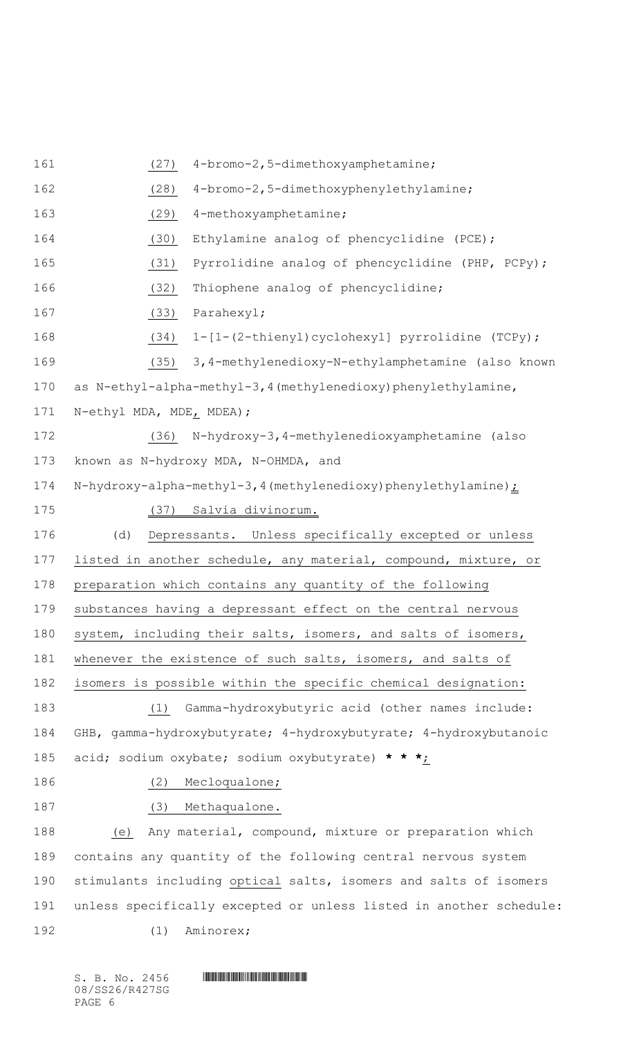(27) 4-bromo-2,5-dimethoxyamphetamine;

(28) 4-bromo-2,5-dimethoxyphenylethylamine;

(29) 4-methoxyamphetamine;

(30) Ethylamine analog of phencyclidine (PCE);

(31) Pyrrolidine analog of phencyclidine (PHP, PCPy);

(32) Thiophene analog of phencyclidine;

(33) Parahexyl;

(34) 1-[1-(2-thienyl)cyclohexyl] pyrrolidine (TCPy);

(35) 3,4-methylenedioxy-N-ethylamphetamine (also known as N-ethyl-alpha-methyl-3,4(methylenedioxy)phenylethylamine, N-ethyl MDA, MDE, MDEA);

(36) N-hydroxy-3,4-methylenedioxyamphetamine (also known as N-hydroxy MDA, N-OHMDA, and N-hydroxy-alpha-methyl-3,4(methylenedioxy)phenylethylamine);

(37) Salvia divinorum.

(d) Depressants. Unless specifically excepted or unless listed in another schedule, any material, compound, mixture, or preparation which contains any quantity of the following substances having a depressant effect on the central nervous system, including their salts, isomers, and salts of isomers, whenever the existence of such salts, isomers, and salts of isomers is possible within the specific chemical designation:

(1) Gamma-hydroxybutyric acid (other names include: GHB, gamma-hydroxybutyrate; 4-hydroxybutyrate; 4-hydroxybutanoic acid; sodium oxybate; sodium oxybutyrate) **\* \* \***;

(2) Mecloqualone;

(3) Methaqualone.

(e) Any material, compound, mixture or preparation which contains any quantity of the following central nervous system stimulants including optical salts, isomers and salts of isomers unless specifically excepted or unless listed in another schedule:

(1) Aminorex;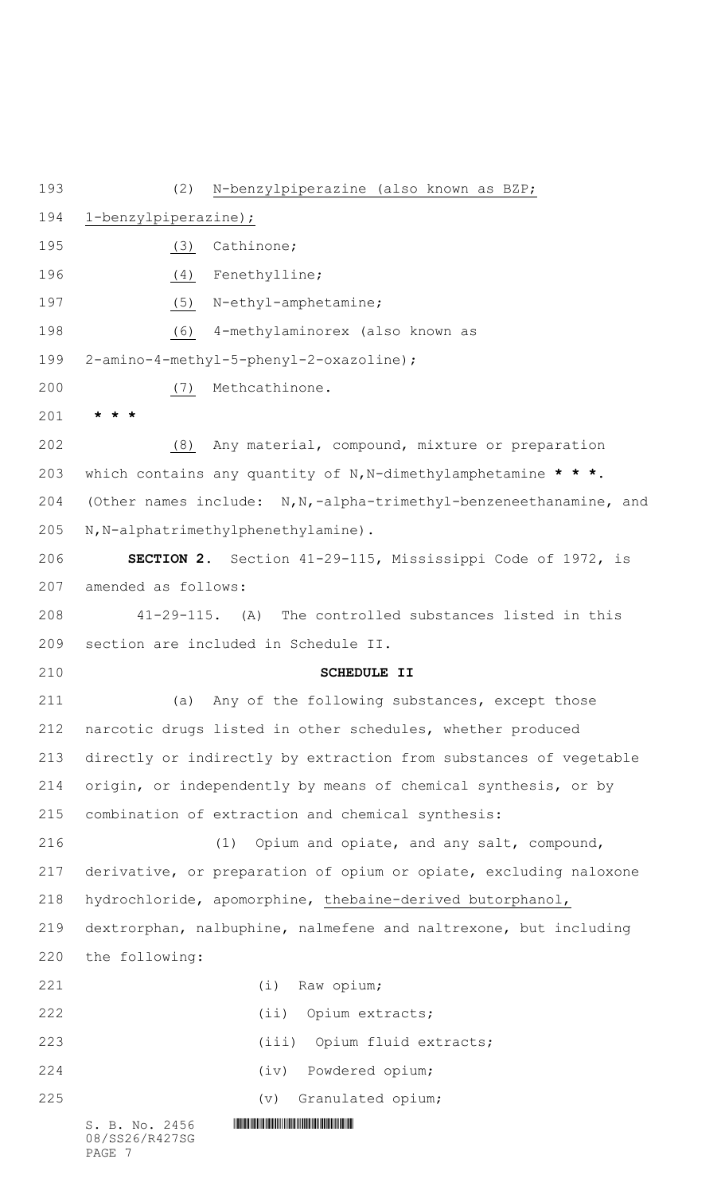(2) N-benzylpiperazine (also known as BZP; 1-benzylpiperazine);

(3) Cathinone;

(4) Fenethylline;

(5) N-ethyl-amphetamine;

(6) 4-methylaminorex (also known as 2-amino-4-methyl-5-phenyl-2-oxazoline);

(7) Methcathinone.

**\* \* \***

(8) Any material, compound, mixture or preparation which contains any quantity of N,N-dimethylamphetamine **\* \* \***. (Other names include: N,N,-alpha-trimethyl-benzeneethanamine, and N,N-alphatrimethylphenethylamine).

**SECTION 2.** Section 41-29-115, Mississippi Code of 1972, is amended as follows:

41-29-115. (A) The controlled substances listed in this section are included in Schedule II.

**SCHEDULE II**

(a) Any of the following substances, except those narcotic drugs listed in other schedules, whether produced directly or indirectly by extraction from substances of vegetable origin, or independently by means of chemical synthesis, or by combination of extraction and chemical synthesis:

(1) Opium and opiate, and any salt, compound, derivative, or preparation of opium or opiate, excluding naloxone hydrochloride, apomorphine, thebaine-derived butorphanol, dextrorphan, nalbuphine, nalmefene and naltrexone, but including the following:

(i) Raw opium;

(ii) Opium extracts;

(iii) Opium fluid extracts;

(iv) Powdered opium;

(v) Granulated opium;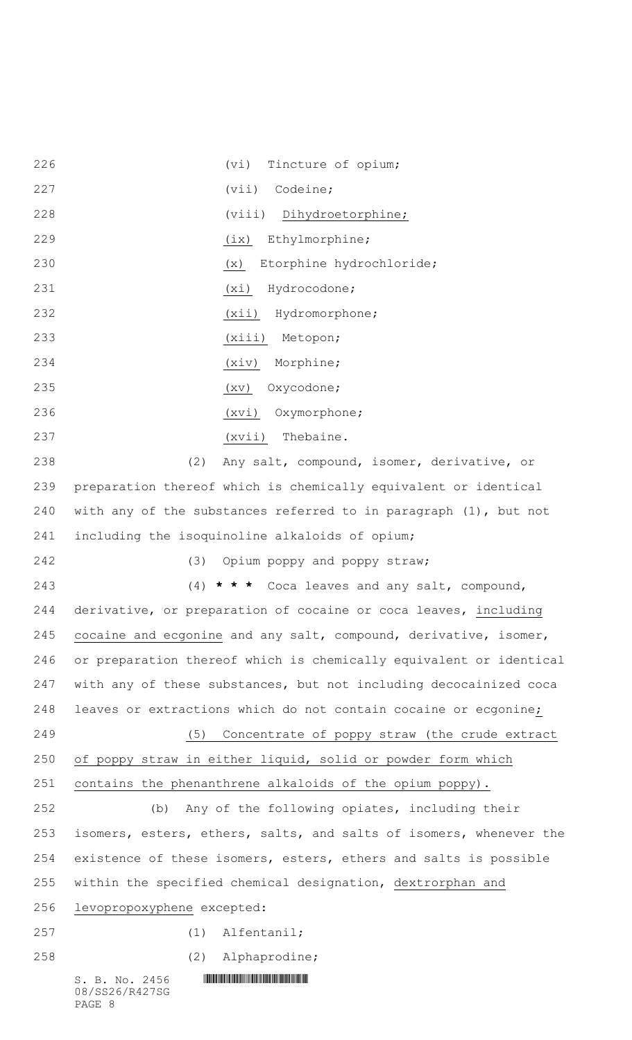(vi) Tincture of opium;

(vii) Codeine;

(viii) Dihydroetorphine;

(ix) Ethylmorphine;

(x) Etorphine hydrochloride;

(xi) Hydrocodone;

(xii) Hydromorphone;

(xiii) Metopon;

(xiv) Morphine;

(xv) Oxycodone;

(xvi) Oxymorphone;

(xvii) Thebaine.

(2) Any salt, compound, isomer, derivative, or preparation thereof which is chemically equivalent or identical with any of the substances referred to in paragraph (1), but not including the isoquinoline alkaloids of opium;

(3) Opium poppy and poppy straw;

(4) *** Coca leaves and any salt, compound, derivative, or preparation of cocaine or coca leaves, including cocaine and ecgonine and any salt, compound, derivative, isomer, or preparation thereof which is chemically equivalent or identical with any of these substances, but not including decocainized coca leaves or extractions which do not contain cocaine or ecgonine;

(5) Concentrate of poppy straw (the crude extract of poppy straw in either liquid, solid or powder form which contains the phenanthrene alkaloids of the opium poppy).

(b) Any of the following opiates, including their isomers, esters, ethers, salts, and salts of isomers, whenever the existence of these isomers, esters, ethers and salts is possible within the specified chemical designation, dextrorphan and levopropoxyphene excepted:

(1) Alfentanil;

(2) Alphaprodine;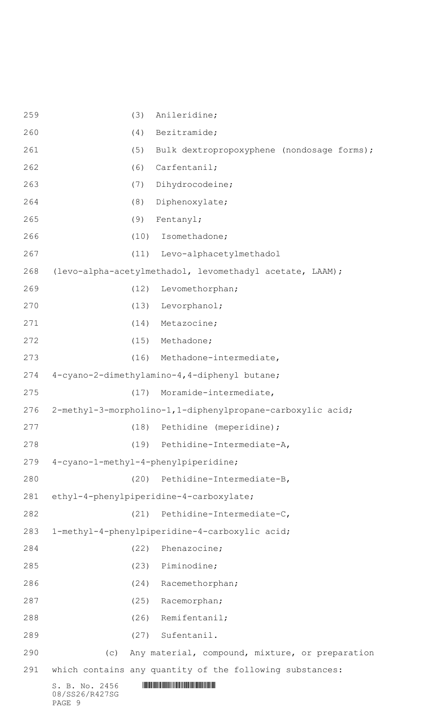(3) Anileridine;

(4) Bezitramide;

(5) Bulk dextropropoxyphene (nondosage forms);

(6) Carfentanil;

(7) Dihydrocodeine;

(8) Diphenoxylate;

(9) Fentanyl;

(10) Isomethadone;

(11) Levo-alphacetylmethadol (levo-alpha-acetylmethadol, levomethadyl acetate, LAAM);

(12) Levomethorphan;

(13) Levorphanol;

(14) Metazocine;

(15) Methadone;

(16) Methadone-intermediate, 4-cyano-2-dimethylamino-4,4-diphenyl butane;

(17) Moramide-intermediate, 2-methyl-3-morpholino-1,1-diphenylpropane-carboxylic acid;

(18) Pethidine (meperidine);

(19) Pethidine-Intermediate-A, 4-cyano-1-methyl-4-phenylpiperidine;

(20) Pethidine-Intermediate-B, ethyl-4-phenylpiperidine-4-carboxylate;

(21) Pethidine-Intermediate-C, 1-methyl-4-phenylpiperidine-4-carboxylic acid;

(22) Phenazocine;

(23) Piminodine;

(24) Racemethorphan;

(25) Racemorphan;

(26) Remifentanil;

(27) Sufentanil.

(c) Any material, compound, mixture, or preparation which contains any quantity of the following substances: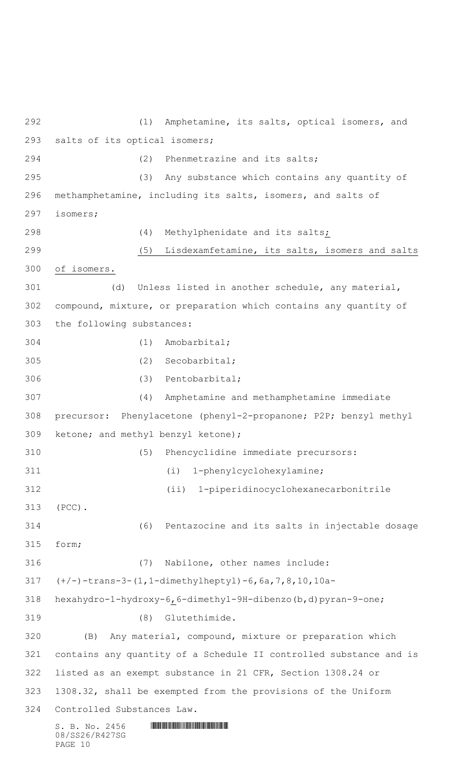(1) Amphetamine, its salts, optical isomers, and salts of its optical isomers;

(2) Phenmetrazine and its salts;

(3) Any substance which contains any quantity of methamphetamine, including its salts, isomers, and salts of isomers;

(4) Methylphenidate and its salts;

(5) Lisdexamfetamine, its salts, isomers and salts of isomers.

(d) Unless listed in another schedule, any material, compound, mixture, or preparation which contains any quantity of the following substances:

(1) Amobarbital;

(2) Secobarbital;

(3) Pentobarbital;

(4) Amphetamine and methamphetamine immediate precursor: Phenylacetone (phenyl-2-propanone; P2P; benzyl methyl ketone; and methyl benzyl ketone);

(5) Phencyclidine immediate precursors:

(i) 1-phenylcyclohexylamine;

(ii) 1-piperidinocyclohexanecarbonitrile (PCC).

(6) Pentazocine and its salts in injectable dosage form;

(7) Nabilone, other names include: (+/-)-trans-3-(1,1-dimethylheptyl)-6,6a,7,8,10,10a-hexahydro-1-hydroxy-6,6-dimethyl-9H-dibenzo(b,d)pyran-9-one;

(8) Glutethimide.

(B) Any material, compound, mixture or preparation which contains any quantity of a Schedule II controlled substance and is listed as an exempt substance in 21 CFR, Section 1308.24 or 1308.32, shall be exempted from the provisions of the Uniform Controlled Substances Law.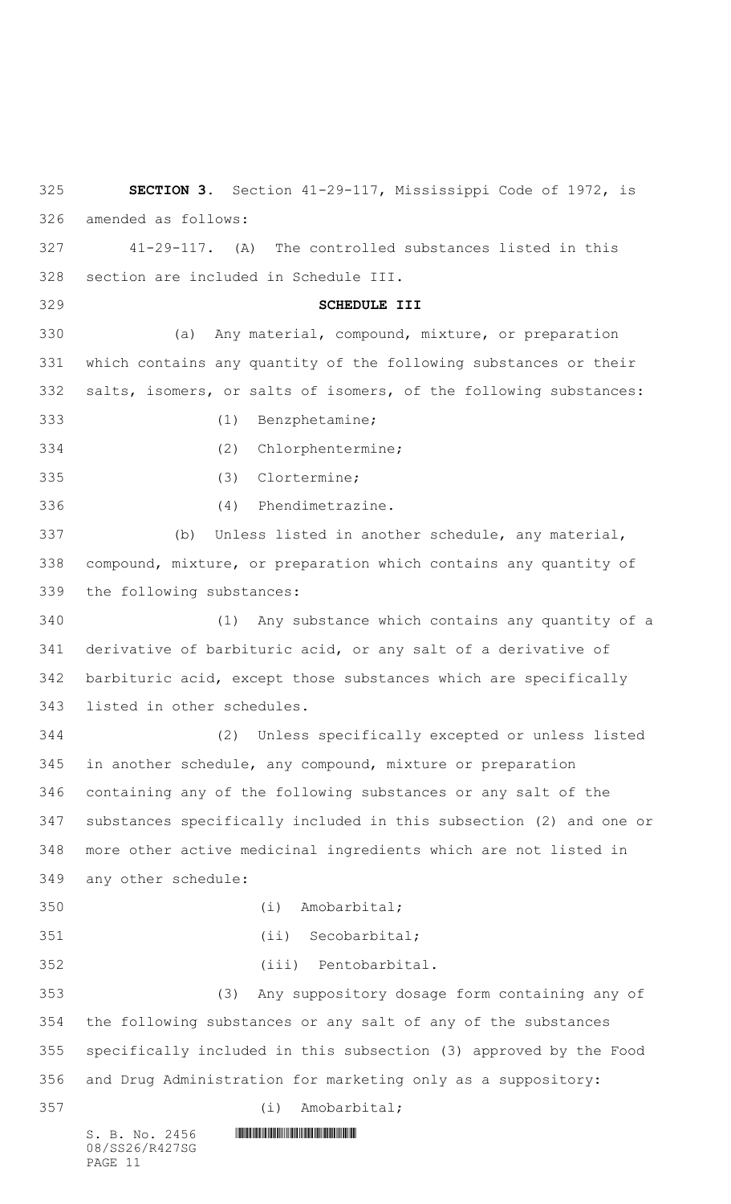**SECTION 3.** Section 41-29-117, Mississippi Code of 1972, is amended as follows:

41-29-117. (A) The controlled substances listed in this section are included in Schedule III.

**SCHEDULE III**

(a) Any material, compound, mixture, or preparation which contains any quantity of the following substances or their salts, isomers, or salts of isomers, of the following substances:

(1) Benzphetamine;

(2) Chlorphentermine;

(3) Clortermine;

(4) Phendimetrazine.

(b) Unless listed in another schedule, any material, compound, mixture, or preparation which contains any quantity of the following substances:

(1) Any substance which contains any quantity of a derivative of barbituric acid, or any salt of a derivative of barbituric acid, except those substances which are specifically listed in other schedules.

(2) Unless specifically excepted or unless listed in another schedule, any compound, mixture or preparation containing any of the following substances or any salt of the substances specifically included in this subsection (2) and one or more other active medicinal ingredients which are not listed in any other schedule:

(i) Amobarbital;

(ii) Secobarbital;

(iii) Pentobarbital.

(3) Any suppository dosage form containing any of the following substances or any salt of any of the substances specifically included in this subsection (3) approved by the Food and Drug Administration for marketing only as a suppository:

(i) Amobarbital;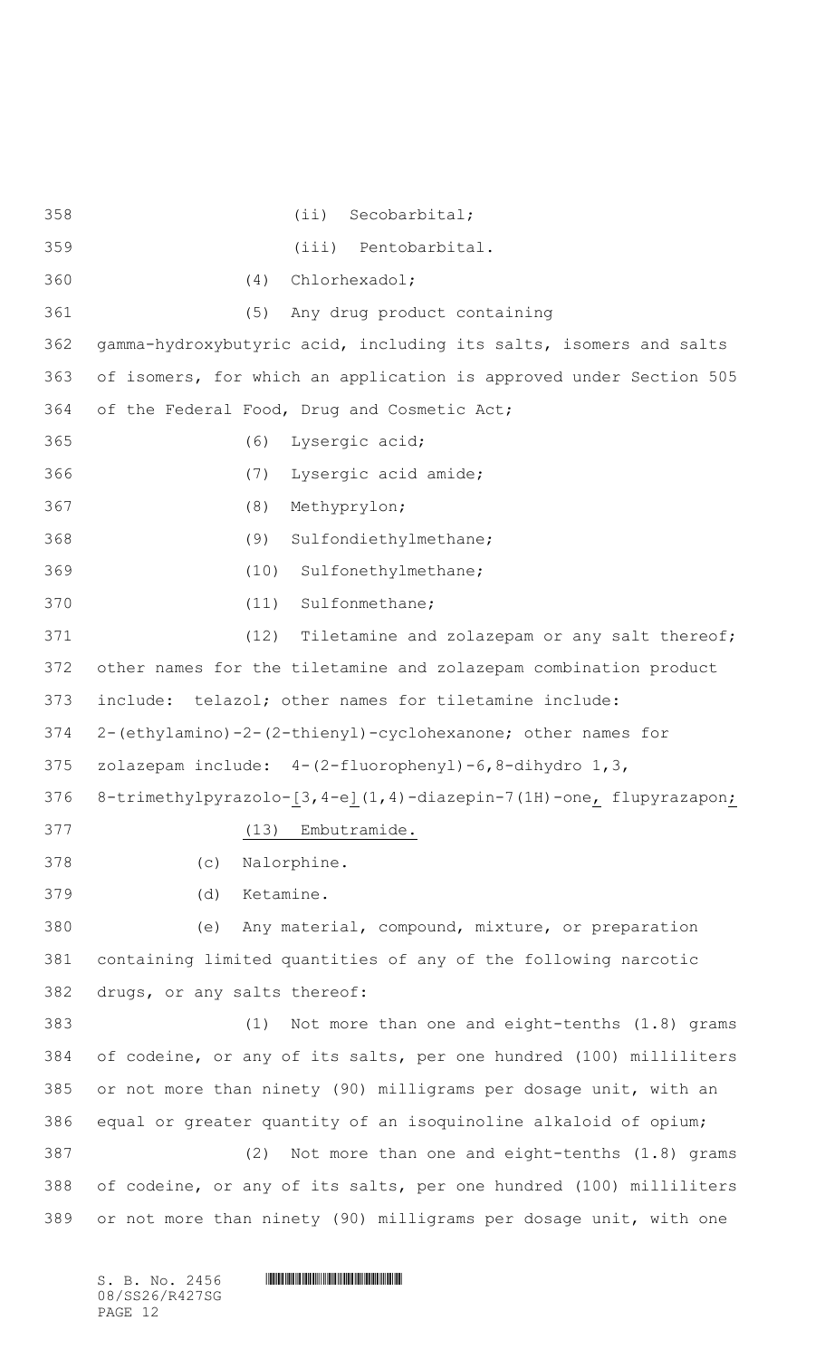(ii) Secobarbital;

(iii) Pentobarbital.

(4) Chlorhexadol;

(5) Any drug product containing gamma-hydroxybutyric acid, including its salts, isomers and salts of isomers, for which an application is approved under Section 505 of the Federal Food, Drug and Cosmetic Act;

(6) Lysergic acid;

(7) Lysergic acid amide;

(8) Methyprylon;

(9) Sulfondiethylmethane;

(10) Sulfonethylmethane;

(11) Sulfonmethane;

(12) Tiletamine and zolazepam or any salt thereof; other names for the tiletamine and zolazepam combination product include: telazol; other names for tiletamine include: 2-(ethylamino)-2-(2-thienyl)-cyclohexanone; other names for zolazepam include: 4-(2-fluorophenyl)-6,8-dihydro 1,3, 8-trimethylpyrazolo-[3,4-e](1,4)-diazepin-7(1H)-one, flupyrazapon;

(13) Embutramide.

(c) Nalorphine.

(d) Ketamine.

(e) Any material, compound, mixture, or preparation containing limited quantities of any of the following narcotic drugs, or any salts thereof:

(1) Not more than one and eight-tenths (1.8) grams of codeine, or any of its salts, per one hundred (100) milliliters or not more than ninety (90) milligrams per dosage unit, with an equal or greater quantity of an isoquinoline alkaloid of opium;

(2) Not more than one and eight-tenths (1.8) grams of codeine, or any of its salts, per one hundred (100) milliliters or not more than ninety (90) milligrams per dosage unit, with one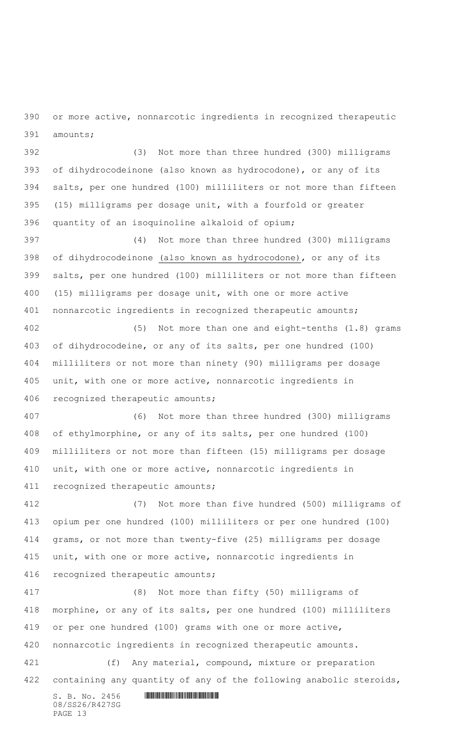or more active, nonnarcotic ingredients in recognized therapeutic amounts;

(3) Not more than three hundred (300) milligrams of dihydrocodeinone (also known as hydrocodone), or any of its salts, per one hundred (100) milliliters or not more than fifteen (15) milligrams per dosage unit, with a fourfold or greater quantity of an isoquinoline alkaloid of opium;

(4) Not more than three hundred (300) milligrams of dihydrocodeinone (also known as hydrocodone), or any of its salts, per one hundred (100) milliliters or not more than fifteen (15) milligrams per dosage unit, with one or more active nonnarcotic ingredients in recognized therapeutic amounts;

(5) Not more than one and eight-tenths (1.8) grams of dihydrocodeine, or any of its salts, per one hundred (100) milliliters or not more than ninety (90) milligrams per dosage unit, with one or more active, nonnarcotic ingredients in recognized therapeutic amounts;

(6) Not more than three hundred (300) milligrams of ethylmorphine, or any of its salts, per one hundred (100) milliliters or not more than fifteen (15) milligrams per dosage unit, with one or more active, nonnarcotic ingredients in recognized therapeutic amounts;

(7) Not more than five hundred (500) milligrams of opium per one hundred (100) milliliters or per one hundred (100) grams, or not more than twenty-five (25) milligrams per dosage unit, with one or more active, nonnarcotic ingredients in recognized therapeutic amounts;

(8) Not more than fifty (50) milligrams of morphine, or any of its salts, per one hundred (100) milliliters or per one hundred (100) grams with one or more active, nonnarcotic ingredients in recognized therapeutic amounts.

(f) Any material, compound, mixture or preparation containing any quantity of any of the following anabolic steroids,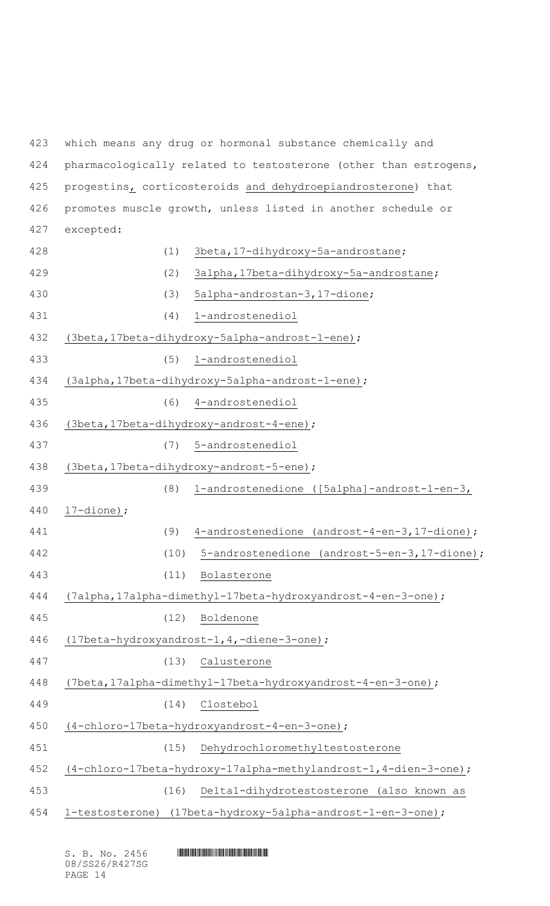which means any drug or hormonal substance chemically and pharmacologically related to testosterone (other than estrogens, progestins, corticosteroids and dehydroepiandrosterone) that promotes muscle growth, unless listed in another schedule or excepted:

(1) 3beta,17-dihydroxy-5a-androstane;

(2) 3alpha,17beta-dihydroxy-5a-androstane;

(3) 5alpha-androstan-3,17-dione;

(4) 1-androstenediol (3beta,17beta-dihydroxy-5alpha-androst-1-ene);

(5) 1-androstenediol (3alpha,17beta-dihydroxy-5alpha-androst-1-ene);

(6) 4-androstenediol (3beta,17beta-dihydroxy-androst-4-ene);

(7) 5-androstenediol (3beta,17beta-dihydroxy-androst-5-ene);

(8) 1-androstenedione ([5alpha]-androst-1-en-3, 17-dione);

(9) 4-androstenedione (androst-4-en-3,17-dione);

(10) 5-androstenedione (androst-5-en-3,17-dione);

(11) Bolasterone (7alpha,17alpha-dimethyl-17beta-hydroxyandrost-4-en-3-one);

(12) Boldenone (17beta-hydroxyandrost-1,4,-diene-3-one);

(13) Calusterone (7beta,17alpha-dimethyl-17beta-hydroxyandrost-4-en-3-one);

(14) Clostebol (4-chloro-17beta-hydroxyandrost-4-en-3-one);

(15) Dehydrochloromethyltestosterone (4-chloro-17beta-hydroxy-17alpha-methylandrost-1,4-dien-3-one);

(16) Delta1-dihydrotestosterone (also known as 1-testosterone) (17beta-hydroxy-5alpha-androst-1-en-3-one);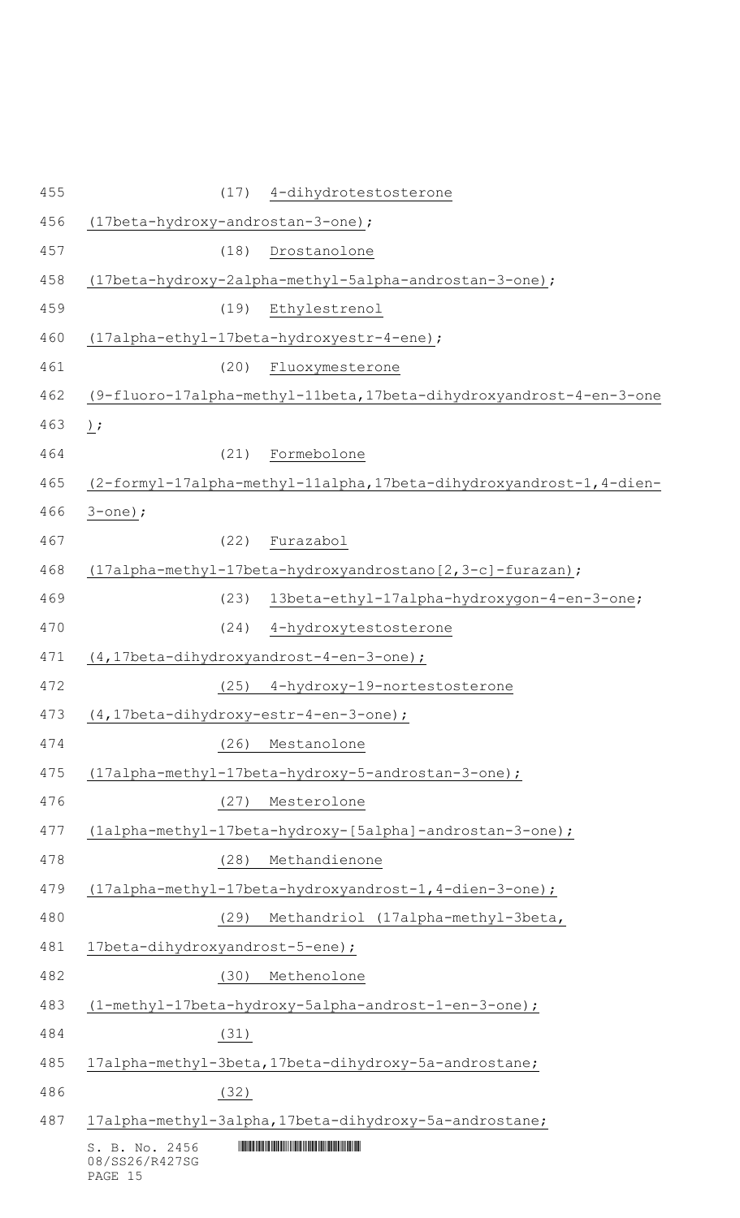(17) 4-dihydrotestosterone (17beta-hydroxy-androstan-3-one);

(18) Drostanolone (17beta-hydroxy-2alpha-methyl-5alpha-androstan-3-one);

(19) Ethylestrenol (17alpha-ethyl-17beta-hydroxyestr-4-ene);

(20) Fluoxymesterone (9-fluoro-17alpha-methyl-11beta,17beta-dihydroxyandrost-4-en-3-one);

(21) Formebolone (2-formyl-17alpha-methyl-11alpha,17beta-dihydroxyandrost-1,4-dien-3-one);

(22) Furazabol (17alpha-methyl-17beta-hydroxyandrostano[2,3-c]-furazan);

(23) 13beta-ethyl-17alpha-hydroxygon-4-en-3-one;

(24) 4-hydroxytestosterone (4,17beta-dihydroxyandrost-4-en-3-one);

(25) 4-hydroxy-19-nortestosterone (4,17beta-dihydroxy-estr-4-en-3-one);

(26) Mestanolone (17alpha-methyl-17beta-hydroxy-5-androstan-3-one);

(27) Mesterolone (1alpha-methyl-17beta-hydroxy-[5alpha]-androstan-3-one);

(28) Methandienone (17alpha-methyl-17beta-hydroxyandrost-1,4-dien-3-one);

(29) Methandriol (17alpha-methyl-3beta, 17beta-dihydroxyandrost-5-ene);

(30) Methenolone (1-methyl-17beta-hydroxy-5alpha-androst-1-en-3-one);

(31) 17alpha-methyl-3beta,17beta-dihydroxy-5a-androstane;

(32) 17alpha-methyl-3alpha,17beta-dihydroxy-5a-androstane;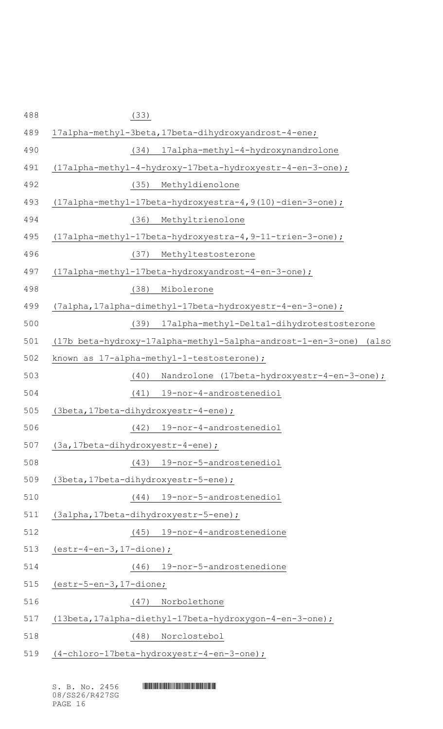(33) 17alpha-methyl-3beta,17beta-dihydroxyandrost-4-ene;

(34) 17alpha-methyl-4-hydroxynandrolone (17alpha-methyl-4-hydroxy-17beta-hydroxyestr-4-en-3-one);

(35) Methyldienolone (17alpha-methyl-17beta-hydroxyestra-4,9(10)-dien-3-one);

(36) Methyltrienolone (17alpha-methyl-17beta-hydroxyestra-4,9-11-trien-3-one);

(37) Methyltestosterone (17alpha-methyl-17beta-hydroxyandrost-4-en-3-one);

(38) Mibolerone (7alpha,17alpha-dimethyl-17beta-hydroxyestr-4-en-3-one);

(39) 17alpha-methyl-Delta1-dihydrotestosterone (17b beta-hydroxy-17alpha-methyl-5alpha-androst-1-en-3-one) (also known as 17-alpha-methyl-1-testosterone);

(40) Nandrolone (17beta-hydroxyestr-4-en-3-one);

(41) 19-nor-4-androstenediol (3beta,17beta-dihydroxyestr-4-ene);

(42) 19-nor-4-androstenediol (3a,17beta-dihydroxyestr-4-ene);

(43) 19-nor-5-androstenediol (3beta,17beta-dihydroxyestr-5-ene);

(44) 19-nor-5-androstenediol (3alpha,17beta-dihydroxyestr-5-ene);

(45) 19-nor-4-androstenedione (estr-4-en-3,17-dione);

(46) 19-nor-5-androstenedione (estr-5-en-3,17-dione;

(47) Norbolethone (13beta,17alpha-diethyl-17beta-hydroxygon-4-en-3-one);

(48) Norclostebol (4-chloro-17beta-hydroxyestr-4-en-3-one);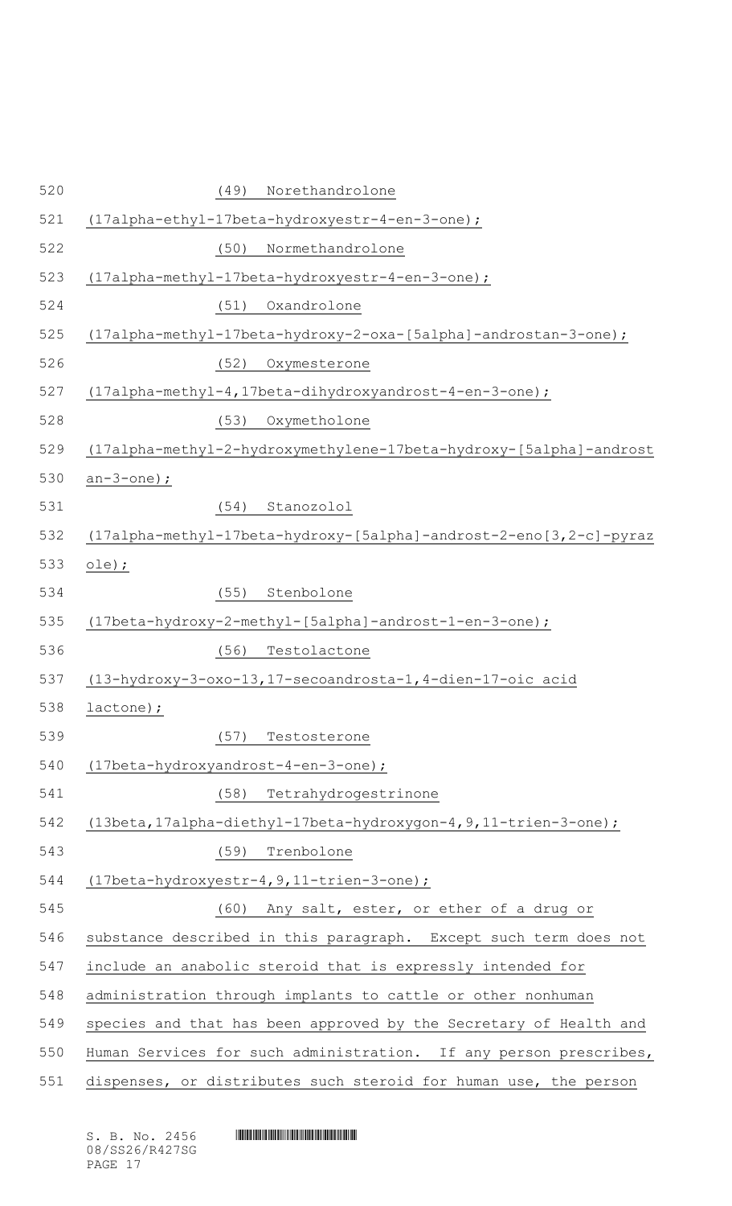(49) Norethandrolone (17alpha-ethyl-17beta-hydroxyestr-4-en-3-one);

(50) Normethandrolone (17alpha-methyl-17beta-hydroxyestr-4-en-3-one);

(51) Oxandrolone (17alpha-methyl-17beta-hydroxy-2-oxa-[5alpha]-androstan-3-one);

(52) Oxymesterone (17alpha-methyl-4,17beta-dihydroxyandrost-4-en-3-one);

(53) Oxymetholone (17alpha-methyl-2-hydroxymethylene-17beta-hydroxy-[5alpha]-androstan-3-one);

(54) Stanozolol (17alpha-methyl-17beta-hydroxy-[5alpha]-androst-2-eno[3,2-c]-pyrazole);

(55) Stenbolone (17beta-hydroxy-2-methyl-[5alpha]-androst-1-en-3-one);

(56) Testolactone (13-hydroxy-3-oxo-13,17-secoandrosta-1,4-dien-17-oic acid lactone);

(57) Testosterone (17beta-hydroxyandrost-4-en-3-one);

(58) Tetrahydrogestrinone (13beta,17alpha-diethyl-17beta-hydroxygon-4,9,11-trien-3-one);

(59) Trenbolone (17beta-hydroxyestr-4,9,11-trien-3-one);

(60) Any salt, ester, or ether of a drug or substance described in this paragraph. Except such term does not include an anabolic steroid that is expressly intended for administration through implants to cattle or other nonhuman species and that has been approved by the Secretary of Health and Human Services for such administration. If any person prescribes, dispenses, or distributes such steroid for human use, the person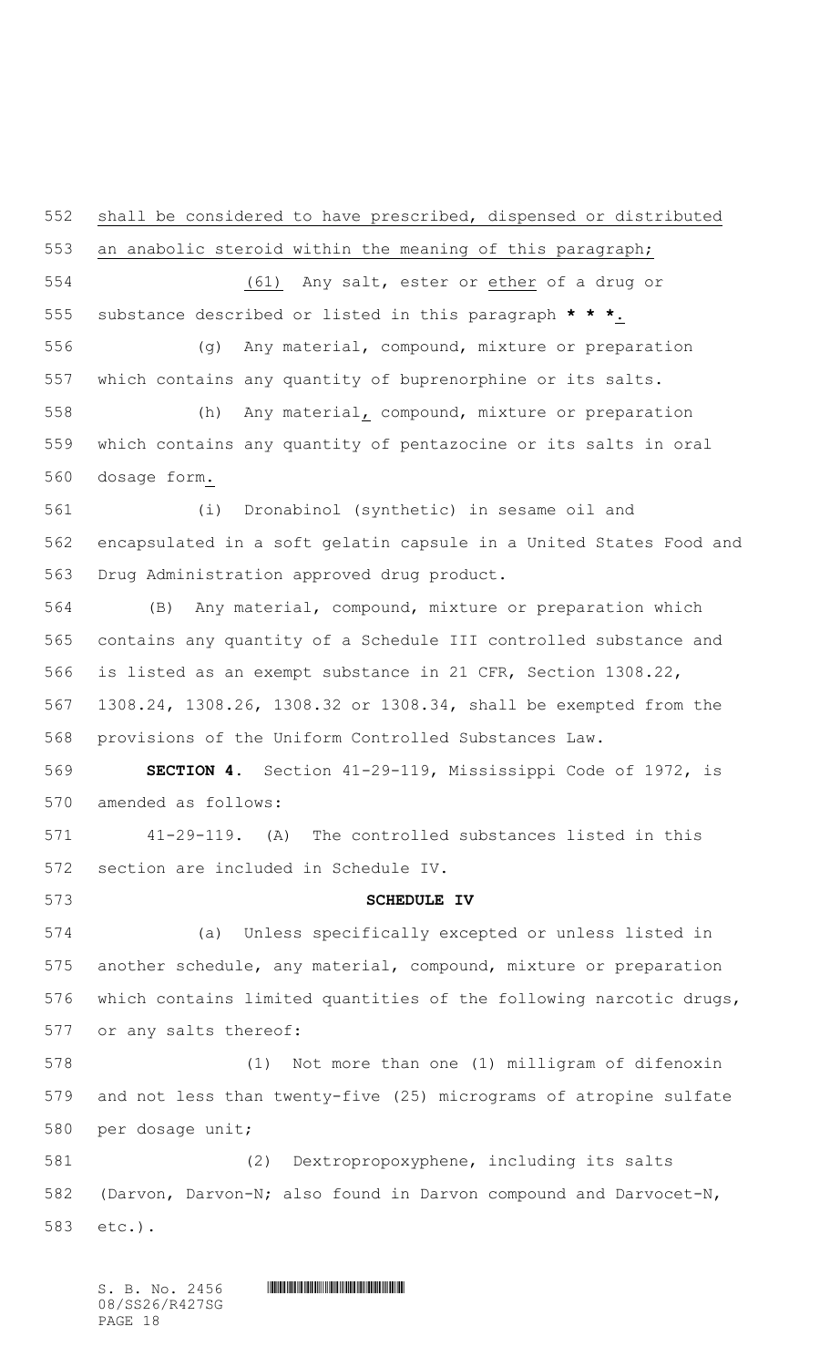shall be considered to have prescribed, dispensed or distributed an anabolic steroid within the meaning of this paragraph;

(61) Any salt, ester or ether of a drug or substance described or listed in this paragraph * * *.

(g) Any material, compound, mixture or preparation which contains any quantity of buprenorphine or its salts.

(h) Any material, compound, mixture or preparation which contains any quantity of pentazocine or its salts in oral dosage form.

(i) Dronabinol (synthetic) in sesame oil and encapsulated in a soft gelatin capsule in a United States Food and Drug Administration approved drug product.

(B) Any material, compound, mixture or preparation which contains any quantity of a Schedule III controlled substance and is listed as an exempt substance in 21 CFR, Section 1308.22, 1308.24, 1308.26, 1308.32 or 1308.34, shall be exempted from the provisions of the Uniform Controlled Substances Law.

**SECTION 4.** Section 41-29-119, Mississippi Code of 1972, is amended as follows:

41-29-119. (A) The controlled substances listed in this section are included in Schedule IV.

**SCHEDULE IV**

(a) Unless specifically excepted or unless listed in another schedule, any material, compound, mixture or preparation which contains limited quantities of the following narcotic drugs, or any salts thereof:

(1) Not more than one (1) milligram of difenoxin and not less than twenty-five (25) micrograms of atropine sulfate per dosage unit;

(2) Dextropropoxyphene, including its salts (Darvon, Darvon-N; also found in Darvon compound and Darvocet-N, etc.).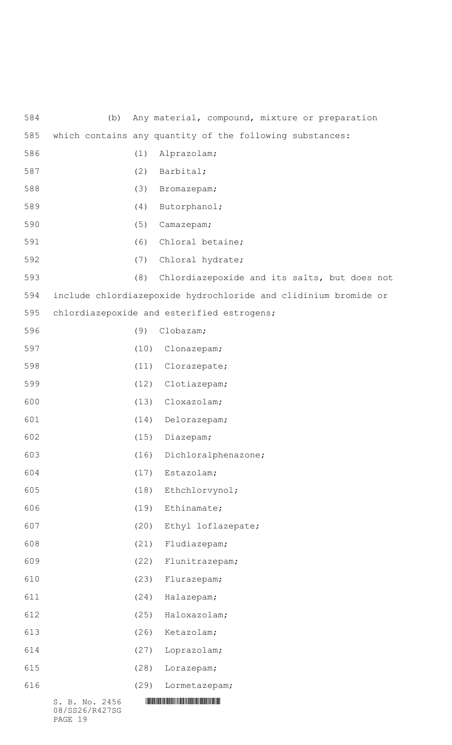(b) Any material, compound, mixture or preparation which contains any quantity of the following substances:

(1) Alprazolam;

(2) Barbital;

(3) Bromazepam;

(4) Butorphanol;

(5) Camazepam;

(6) Chloral betaine;

(7) Chloral hydrate;

(8) Chlordiazepoxide and its salts, but does not include chlordiazepoxide hydrochloride and clidinium bromide or chlordiazepoxide and esterified estrogens;

(9) Clobazam;

(10) Clonazepam;

(11) Clorazepate;

(12) Clotiazepam;

(13) Cloxazolam;

(14) Delorazepam;

(15) Diazepam;

(16) Dichloralphenazone;

(17) Estazolam;

(18) Ethchlorvynol;

(19) Ethinamate;

(20) Ethyl loflazepate;

(21) Fludiazepam;

(22) Flunitrazepam;

(23) Flurazepam;

(24) Halazepam;

(25) Haloxazolam;

(26) Ketazolam;

(27) Loprazolam;

(28) Lorazepam;

(29) Lormetazepam;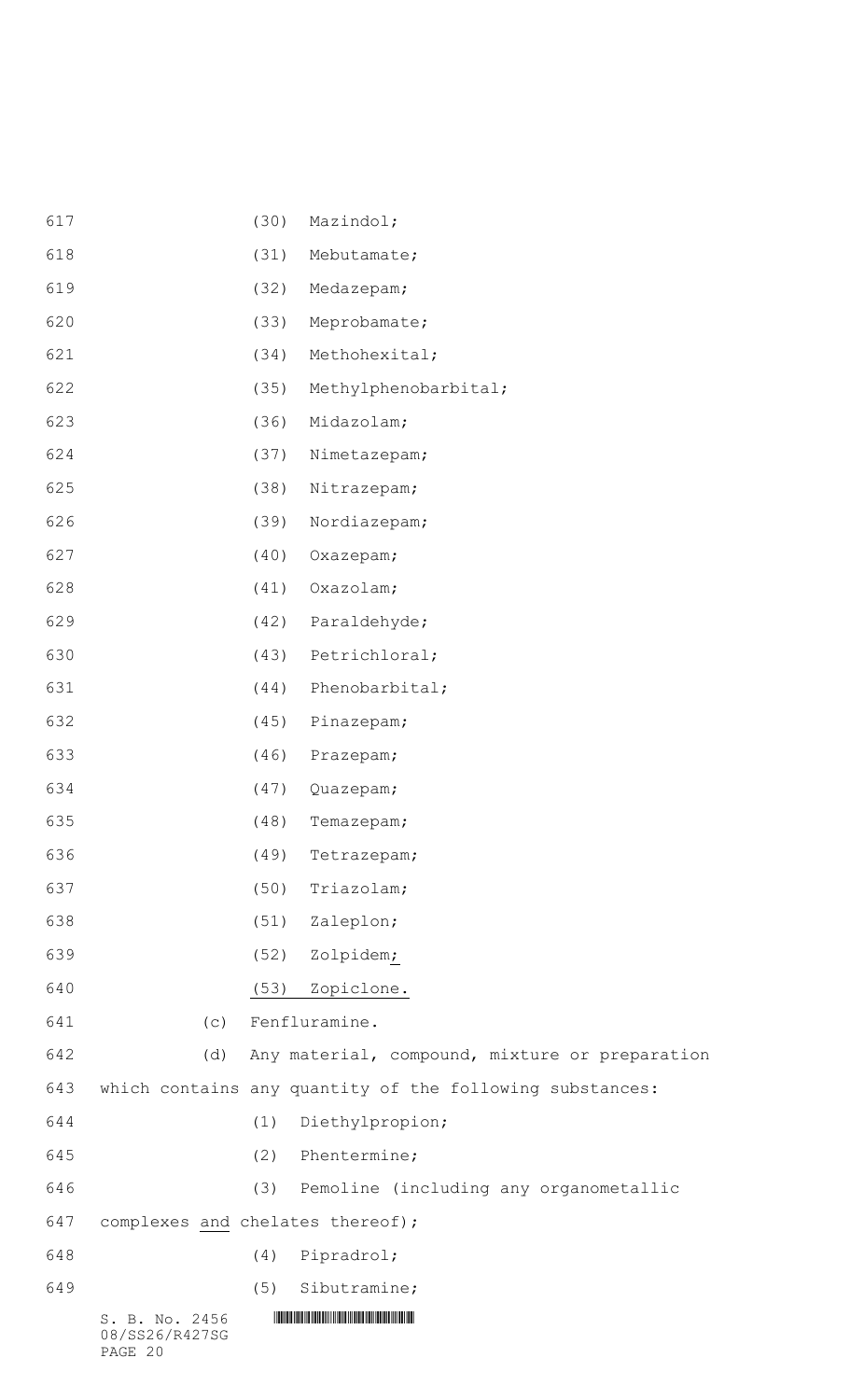(30) Mazindol;

(31) Mebutamate;

(32) Medazepam;

(33) Meprobamate;

(34) Methohexital;

(35) Methylphenobarbital;

(36) Midazolam;

(37) Nimetazepam;

(38) Nitrazepam;

(39) Nordiazepam;

(40) Oxazepam;

(41) Oxazolam;

(42) Paraldehyde;

(43) Petrichloral;

(44) Phenobarbital;

(45) Pinazepam;

(46) Prazepam;

(47) Quazepam;

(48) Temazepam;

(49) Tetrazepam;

(50) Triazolam;

(51) Zaleplon;

(52) Zolpidem;

(53) Zopiclone.

(c) Fenfluramine.

(d) Any material, compound, mixture or preparation which contains any quantity of the following substances:

(1) Diethylpropion;

(2) Phentermine;

(3) Pemoline (including any organometallic complexes and chelates thereof);

(4) Pipradrol;

(5) Sibutramine;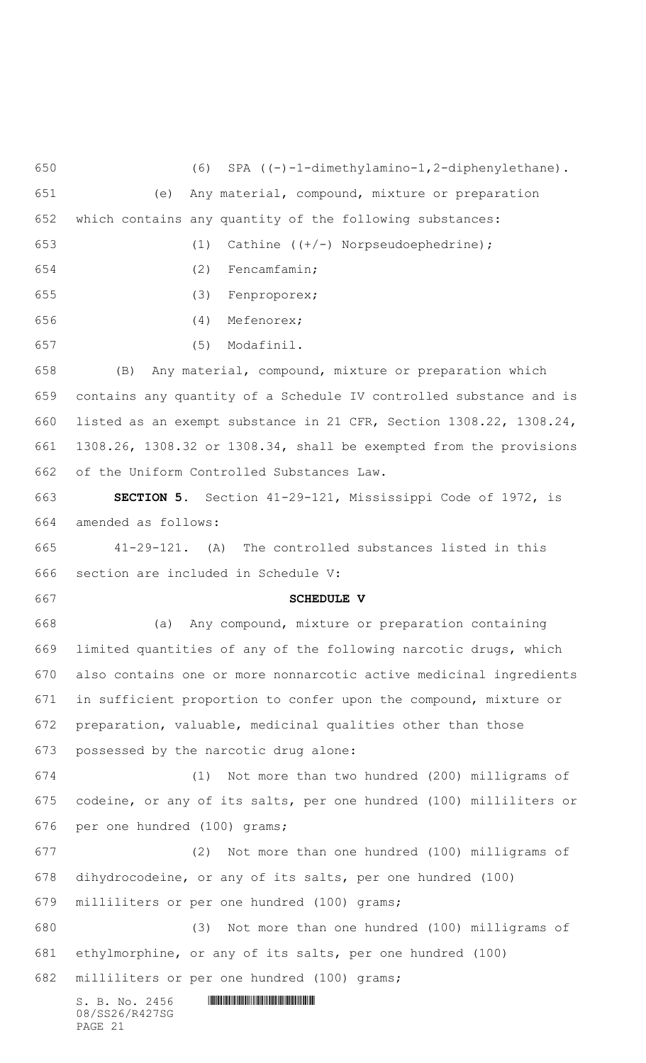(6) SPA ((-)-1-dimethylamino-1,2-diphenylethane).

(e) Any material, compound, mixture or preparation which contains any quantity of the following substances:

(1) Cathine ((+/-) Norpseudoephedrine);

(2) Fencamfamin;

(3) Fenproporex;

(4) Mefenorex;

(5) Modafinil.

(B) Any material, compound, mixture or preparation which contains any quantity of a Schedule IV controlled substance and is listed as an exempt substance in 21 CFR, Section 1308.22, 1308.24, 1308.26, 1308.32 or 1308.34, shall be exempted from the provisions of the Uniform Controlled Substances Law.

**SECTION 5.** Section 41-29-121, Mississippi Code of 1972, is amended as follows:

41-29-121. (A) The controlled substances listed in this section are included in Schedule V:

**SCHEDULE V**

(a) Any compound, mixture or preparation containing limited quantities of any of the following narcotic drugs, which also contains one or more nonnarcotic active medicinal ingredients in sufficient proportion to confer upon the compound, mixture or preparation, valuable, medicinal qualities other than those possessed by the narcotic drug alone:

(1) Not more than two hundred (200) milligrams of codeine, or any of its salts, per one hundred (100) milliliters or per one hundred (100) grams;

(2) Not more than one hundred (100) milligrams of dihydrocodeine, or any of its salts, per one hundred (100) milliliters or per one hundred (100) grams;

(3) Not more than one hundred (100) milligrams of ethylmorphine, or any of its salts, per one hundred (100) milliliters or per one hundred (100) grams;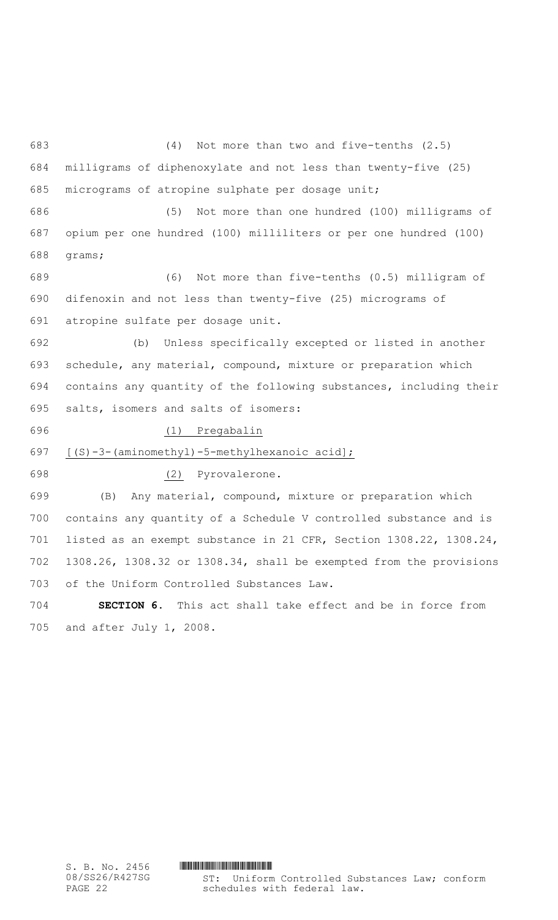(4) Not more than two and five-tenths (2.5) milligrams of diphenoxylate and not less than twenty-five (25) micrograms of atropine sulphate per dosage unit;

(5) Not more than one hundred (100) milligrams of opium per one hundred (100) milliliters or per one hundred (100) grams;

(6) Not more than five-tenths (0.5) milligram of difenoxin and not less than twenty-five (25) micrograms of atropine sulfate per dosage unit.

(b) Unless specifically excepted or listed in another schedule, any material, compound, mixture or preparation which contains any quantity of the following substances, including their salts, isomers and salts of isomers:

(1) Pregabalin [(S)-3-(aminomethyl)-5-methylhexanoic acid];

(2) Pyrovalerone.

(B) Any material, compound, mixture or preparation which contains any quantity of a Schedule V controlled substance and is listed as an exempt substance in 21 CFR, Section 1308.22, 1308.24, 1308.26, 1308.32 or 1308.34, shall be exempted from the provisions of the Uniform Controlled Substances Law.

**SECTION 6.** This act shall take effect and be in force from and after July 1, 2008.

S. B. No. 2456
08/SS26/R427SG

ST: Uniform Controlled Substances Law; conform schedules with federal law.